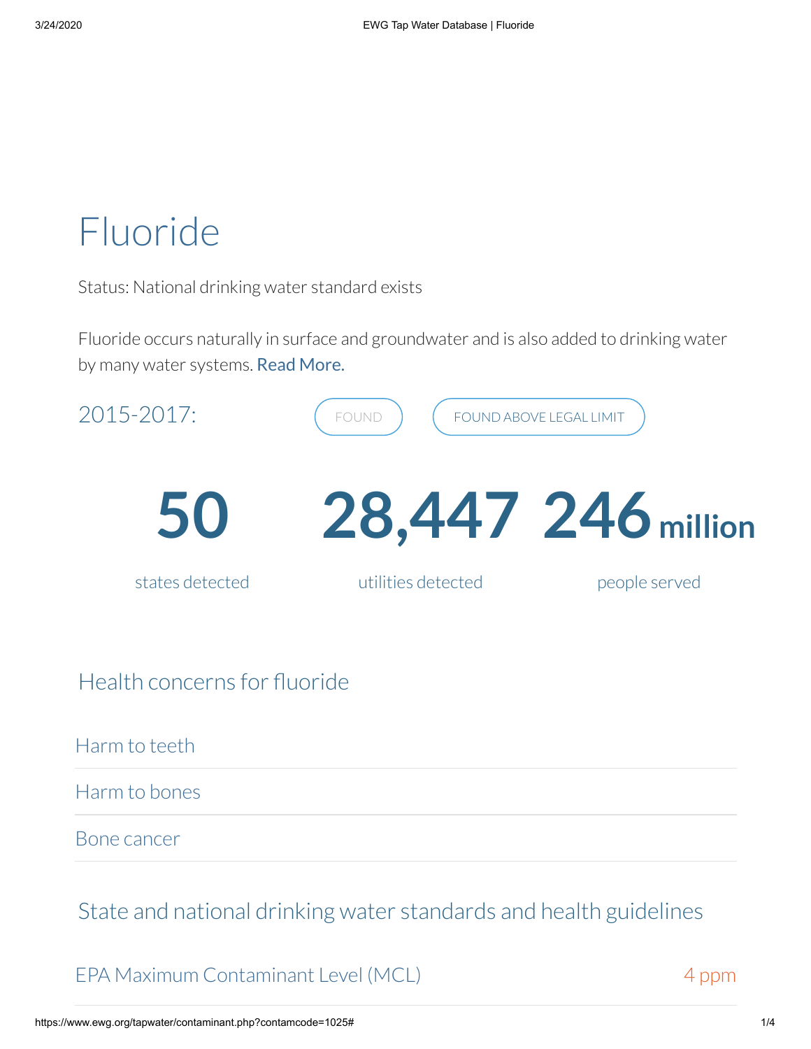# Fluoride

Status: National drinking water standard exists

Fluoride occurs naturally in surface and groundwater and is also added to drinking water by many water systems. **Read More.**

2015-2017: FOUND | FOUND ABOVE LEGAL LIMIT

**50** states detected

**28,447** utilities detected

**246 million** people served

## Health concerns for fluoride

- Harm to teeth
- Harm to bones
- Bone cancer

## State and national drinking water standards and health guidelines

| | |
|---|---|
| EPA Maximum Contaminant Level (MCL) | 4 ppm |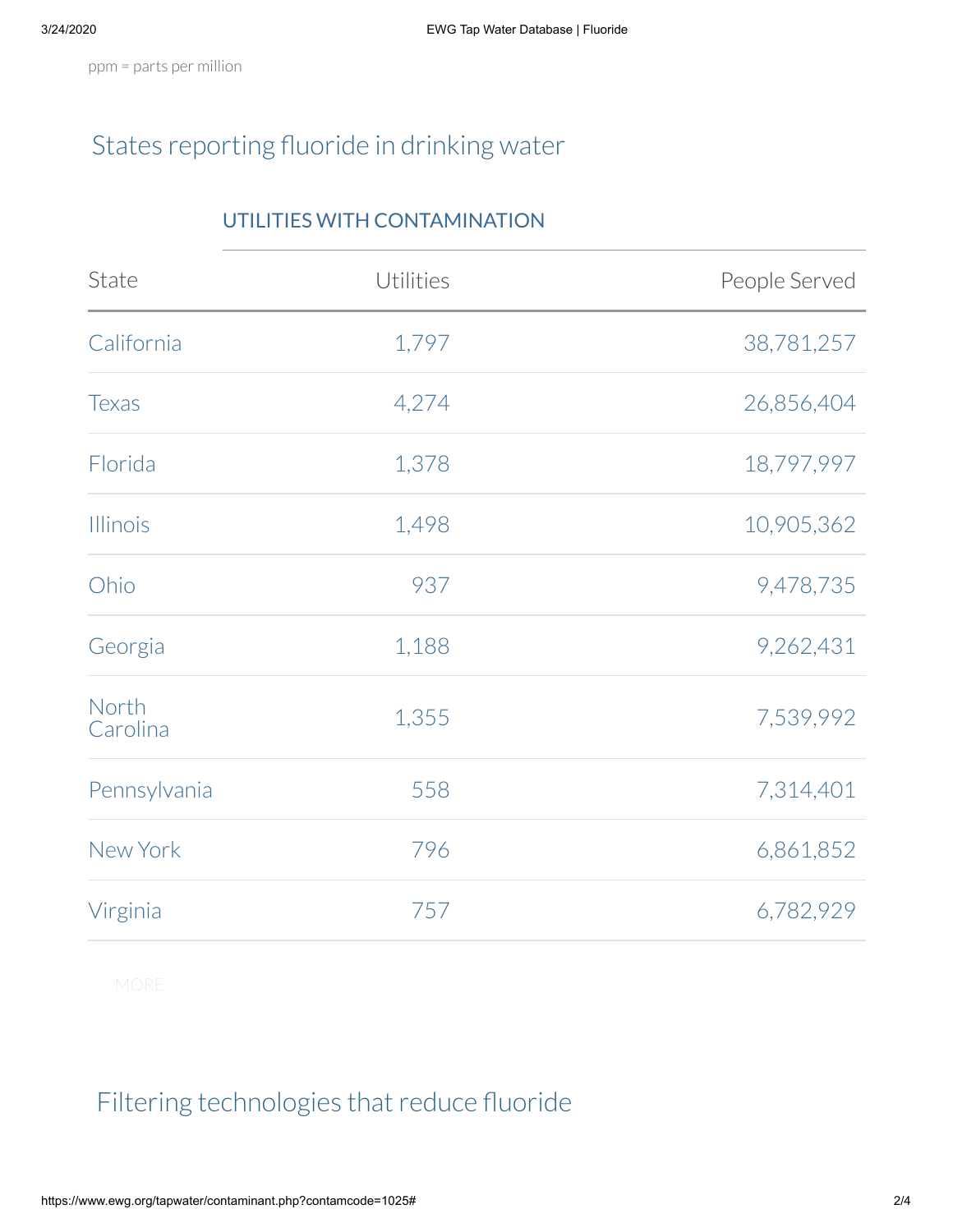ppm = parts per million

## States reporting fluoride in drinking water

| | UTILITIES WITH CONTAMINATION | |
|---|---|---|
| State | Utilities | People Served |
| California | 1,797 | 38,781,257 |
| Texas | 4,274 | 26,856,404 |
| Florida | 1,378 | 18,797,997 |
| Illinois | 1,498 | 10,905,362 |
| Ohio | 937 | 9,478,735 |
| Georgia | 1,188 | 9,262,431 |
| North Carolina | 1,355 | 7,539,992 |
| Pennsylvania | 558 | 7,314,401 |
| New York | 796 | 6,861,852 |
| Virginia | 757 | 6,782,929 |

MORE

## Filtering technologies that reduce fluoride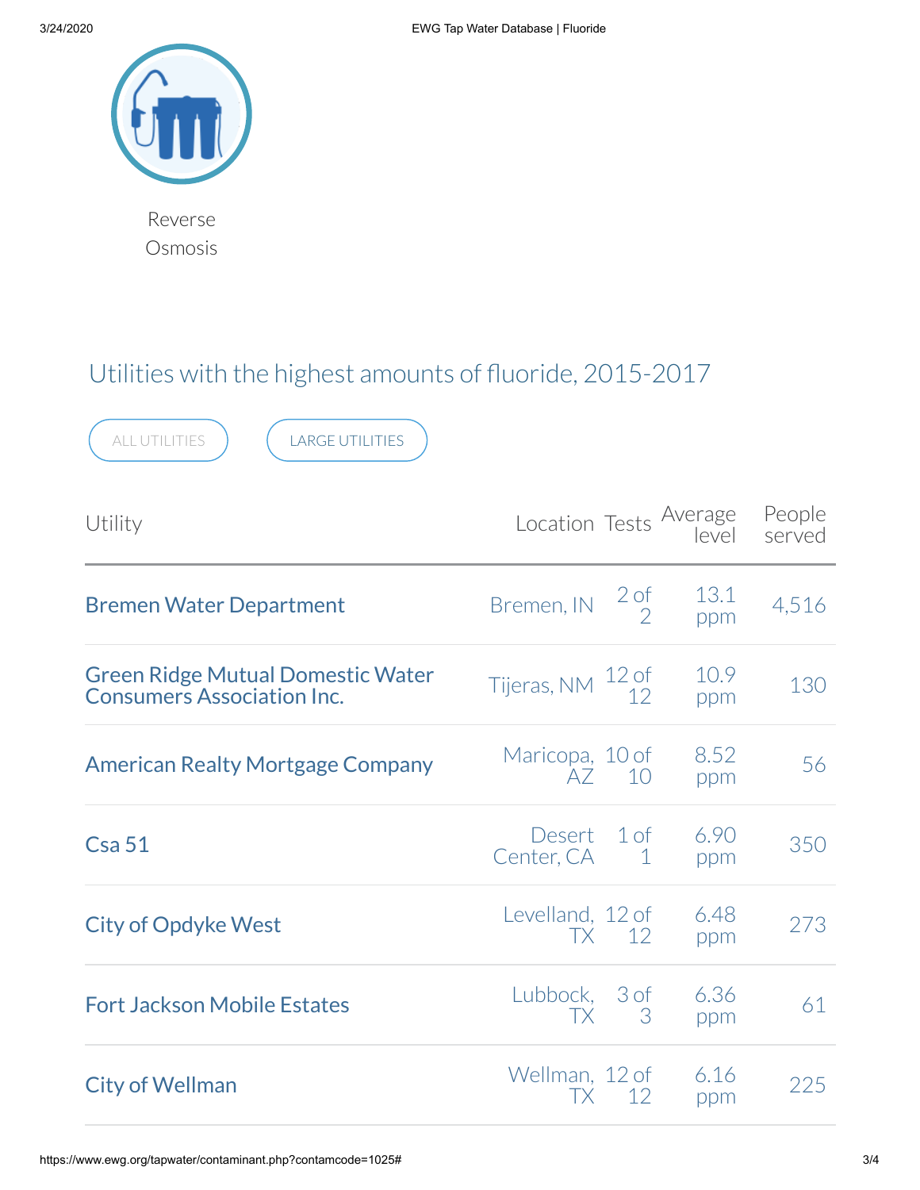Reverse Osmosis

## Utilities with the highest amounts of fluoride, 2015-2017

ALL UTILITIES    LARGE UTILITIES

| Utility | Location | Tests | Average level | People served |
|---|---|---|---|---|
| Bremen Water Department | Bremen, IN | 2 of 2 | 13.1 ppm | 4,516 |
| Green Ridge Mutual Domestic Water Consumers Association Inc. | Tijeras, NM | 12 of 12 | 10.9 ppm | 130 |
| American Realty Mortgage Company | Maricopa, AZ | 10 of 10 | 8.52 ppm | 56 |
| Csa 51 | Desert Center, CA | 1 of 1 | 6.90 ppm | 350 |
| City of Opdyke West | Levelland, TX | 12 of 12 | 6.48 ppm | 273 |
| Fort Jackson Mobile Estates | Lubbock, TX | 3 of 3 | 6.36 ppm | 61 |
| City of Wellman | Wellman, TX | 12 of 12 | 6.16 ppm | 225 |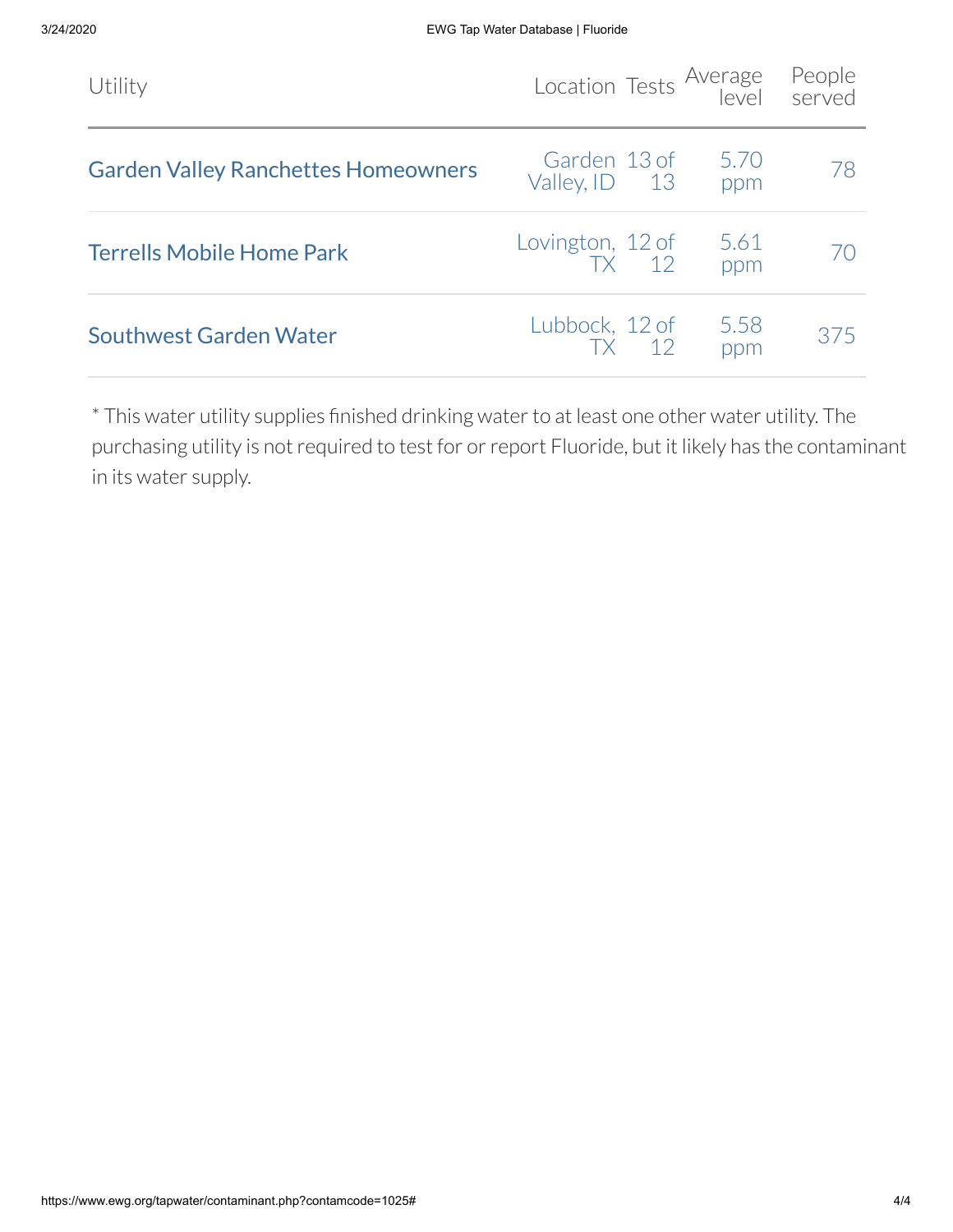| Utility | Location | Tests | Average level | People served |
| --- | --- | --- | --- | --- |
| Garden Valley Ranchettes Homeowners | Garden Valley, ID | 13 of 13 | 5.70 ppm | 78 |
| Terrells Mobile Home Park | Lovington, TX | 12 of 12 | 5.61 ppm | 70 |
| Southwest Garden Water | Lubbock, TX | 12 of 12 | 5.58 ppm | 375 |

* This water utility supplies finished drinking water to at least one other water utility. The purchasing utility is not required to test for or report Fluoride, but it likely has the contaminant in its water supply.